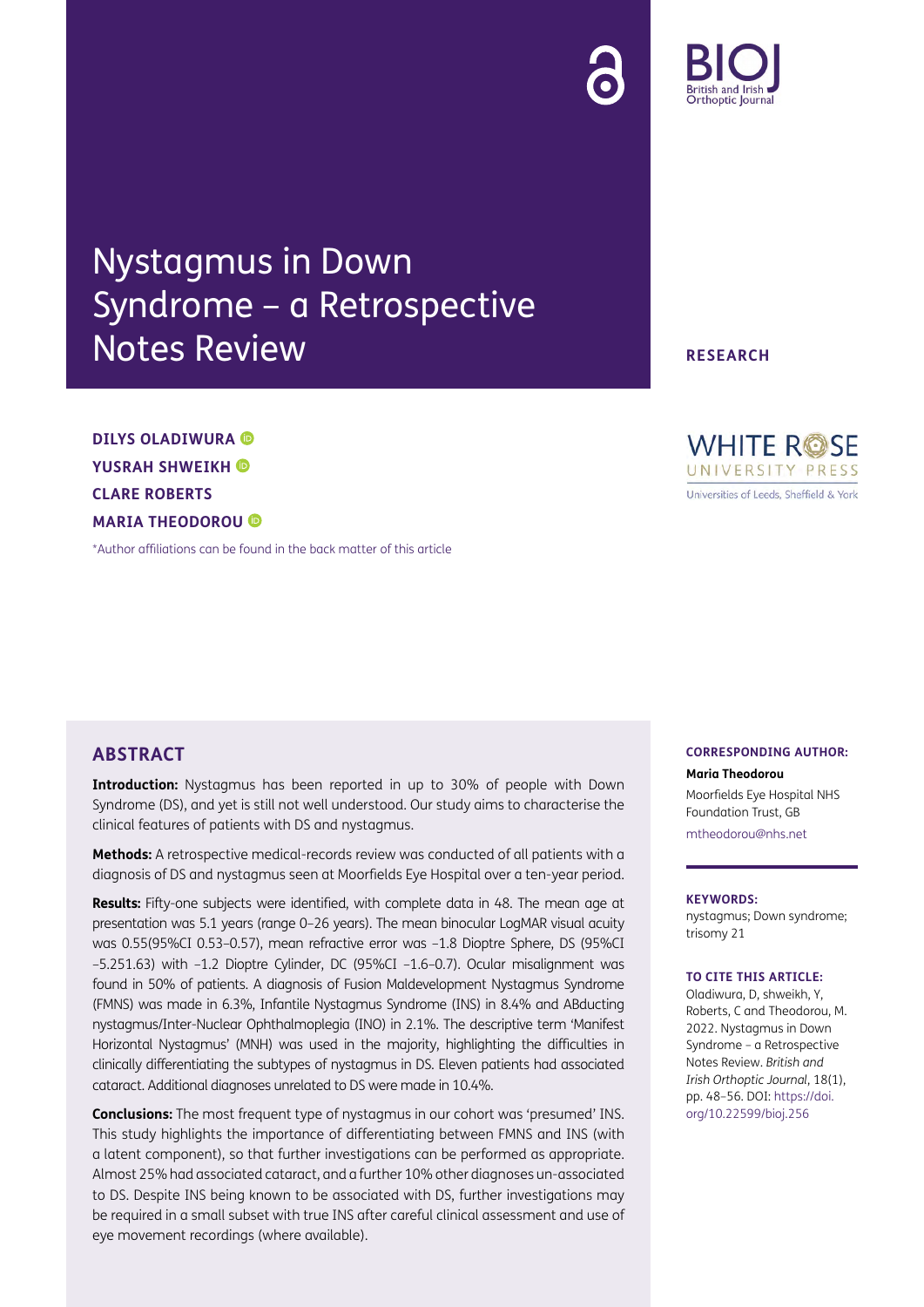# Nystagmus in Down Syndrome – a Retrospective Notes Review

**RESEARCH**

**DILYS OLADIWURA**
**YUSRAH SHWEIKH**
**CLARE ROBERTS**
**MARIA THEODOROU**

*Author affiliations can be found in the back matter of this article

## ABSTRACT

**Introduction:** Nystagmus has been reported in up to 30% of people with Down Syndrome (DS), and yet is still not well understood. Our study aims to characterise the clinical features of patients with DS and nystagmus.

**Methods:** A retrospective medical-records review was conducted of all patients with a diagnosis of DS and nystagmus seen at Moorfields Eye Hospital over a ten-year period.

**Results:** Fifty-one subjects were identified, with complete data in 48. The mean age at presentation was 5.1 years (range 0–26 years). The mean binocular LogMAR visual acuity was 0.55(95%CI 0.53–0.57), mean refractive error was −1.8 Dioptre Sphere, DS (95%CI −5.251.63) with −1.2 Dioptre Cylinder, DC (95%CI −1.6–0.7). Ocular misalignment was found in 50% of patients. A diagnosis of Fusion Maldevelopment Nystagmus Syndrome (FMNS) was made in 6.3%, Infantile Nystagmus Syndrome (INS) in 8.4% and ABducting nystagmus/Inter-Nuclear Ophthalmoplegia (INO) in 2.1%. The descriptive term 'Manifest Horizontal Nystagmus' (MNH) was used in the majority, highlighting the difficulties in clinically differentiating the subtypes of nystagmus in DS. Eleven patients had associated cataract. Additional diagnoses unrelated to DS were made in 10.4%.

**Conclusions:** The most frequent type of nystagmus in our cohort was 'presumed' INS. This study highlights the importance of differentiating between FMNS and INS (with a latent component), so that further investigations can be performed as appropriate. Almost 25% had associated cataract, and a further 10% other diagnoses un-associated to DS. Despite INS being known to be associated with DS, further investigations may be required in a small subset with true INS after careful clinical assessment and use of eye movement recordings (where available).

**CORRESPONDING AUTHOR:**

**Maria Theodorou**

Moorfields Eye Hospital NHS Foundation Trust, GB

mtheodorou@nhs.net

**KEYWORDS:**

nystagmus; Down syndrome; trisomy 21

**TO CITE THIS ARTICLE:**

Oladiwura, D, shweikh, Y, Roberts, C and Theodorou, M. 2022. Nystagmus in Down Syndrome – a Retrospective Notes Review. *British and Irish Orthoptic Journal*, 18(1), pp. 48–56. DOI: https://doi.org/10.22599/bioj.256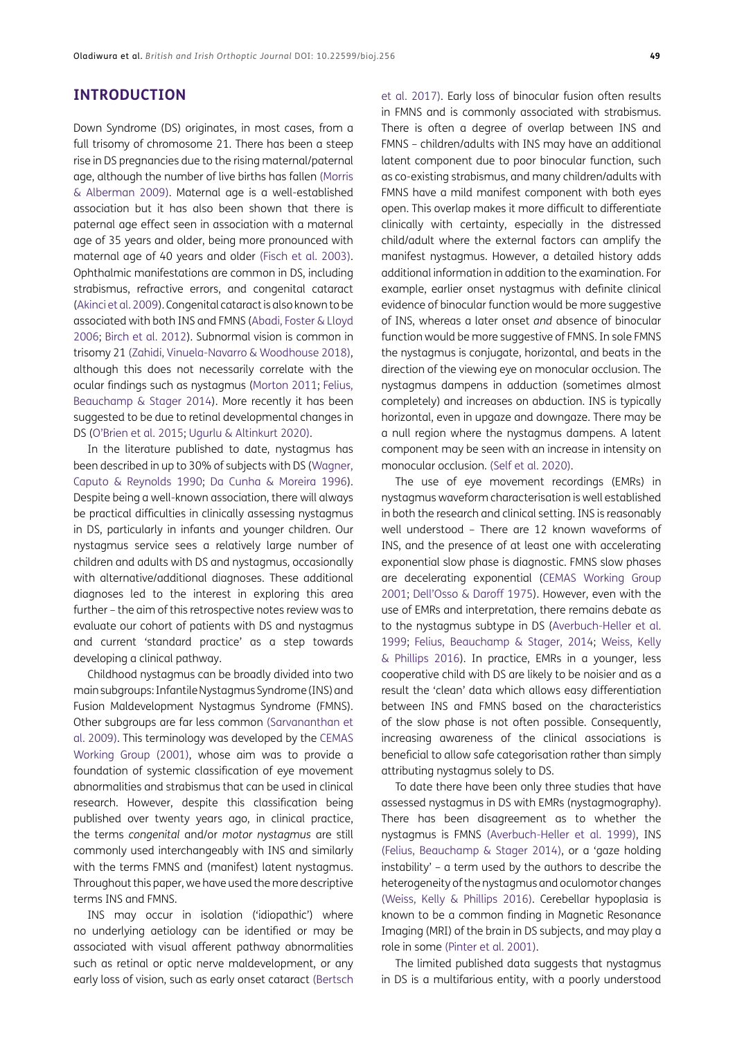## INTRODUCTION

Down Syndrome (DS) originates, in most cases, from a full trisomy of chromosome 21. There has been a steep rise in DS pregnancies due to the rising maternal/paternal age, although the number of live births has fallen (Morris & Alberman 2009). Maternal age is a well-established association but it has also been shown that there is paternal age effect seen in association with a maternal age of 35 years and older, being more pronounced with maternal age of 40 years and older (Fisch et al. 2003). Ophthalmic manifestations are common in DS, including strabismus, refractive errors, and congenital cataract (Akinci et al. 2009). Congenital cataract is also known to be associated with both INS and FMNS (Abadi, Foster & Lloyd 2006; Birch et al. 2012). Subnormal vision is common in trisomy 21 (Zahidi, Vinuela-Navarro & Woodhouse 2018), although this does not necessarily correlate with the ocular findings such as nystagmus (Morton 2011; Felius, Beauchamp & Stager 2014). More recently it has been suggested to be due to retinal developmental changes in DS (O'Brien et al. 2015; Ugurlu & Altinkurt 2020).

In the literature published to date, nystagmus has been described in up to 30% of subjects with DS (Wagner, Caputo & Reynolds 1990; Da Cunha & Moreira 1996). Despite being a well-known association, there will always be practical difficulties in clinically assessing nystagmus in DS, particularly in infants and younger children. Our nystagmus service sees a relatively large number of children and adults with DS and nystagmus, occasionally with alternative/additional diagnoses. These additional diagnoses led to the interest in exploring this area further – the aim of this retrospective notes review was to evaluate our cohort of patients with DS and nystagmus and current 'standard practice' as a step towards developing a clinical pathway.

Childhood nystagmus can be broadly divided into two main subgroups: Infantile Nystagmus Syndrome (INS) and Fusion Maldevelopment Nystagmus Syndrome (FMNS). Other subgroups are far less common (Sarvananthan et al. 2009). This terminology was developed by the CEMAS Working Group (2001), whose aim was to provide a foundation of systemic classification of eye movement abnormalities and strabismus that can be used in clinical research. However, despite this classification being published over twenty years ago, in clinical practice, the terms *congenital* and/or *motor nystagmus* are still commonly used interchangeably with INS and similarly with the terms FMNS and (manifest) latent nystagmus. Throughout this paper, we have used the more descriptive terms INS and FMNS.

INS may occur in isolation ('idiopathic') where no underlying aetiology can be identified or may be associated with visual afferent pathway abnormalities such as retinal or optic nerve maldevelopment, or any early loss of vision, such as early onset cataract (Bertsch et al. 2017). Early loss of binocular fusion often results in FMNS and is commonly associated with strabismus. There is often a degree of overlap between INS and FMNS – children/adults with INS may have an additional latent component due to poor binocular function, such as co-existing strabismus, and many children/adults with FMNS have a mild manifest component with both eyes open. This overlap makes it more difficult to differentiate clinically with certainty, especially in the distressed child/adult where the external factors can amplify the manifest nystagmus. However, a detailed history adds additional information in addition to the examination. For example, earlier onset nystagmus with definite clinical evidence of binocular function would be more suggestive of INS, whereas a later onset *and* absence of binocular function would be more suggestive of FMNS. In sole FMNS the nystagmus is conjugate, horizontal, and beats in the direction of the viewing eye on monocular occlusion. The nystagmus dampens in adduction (sometimes almost completely) and increases on abduction. INS is typically horizontal, even in upgaze and downgaze. There may be a null region where the nystagmus dampens. A latent component may be seen with an increase in intensity on monocular occlusion. (Self et al. 2020).

The use of eye movement recordings (EMRs) in nystagmus waveform characterisation is well established in both the research and clinical setting. INS is reasonably well understood – There are 12 known waveforms of INS, and the presence of at least one with accelerating exponential slow phase is diagnostic. FMNS slow phases are decelerating exponential (CEMAS Working Group 2001; Dell'Osso & Daroff 1975). However, even with the use of EMRs and interpretation, there remains debate as to the nystagmus subtype in DS (Averbuch-Heller et al. 1999; Felius, Beauchamp & Stager, 2014; Weiss, Kelly & Phillips 2016). In practice, EMRs in a younger, less cooperative child with DS are likely to be noisier and as a result the 'clean' data which allows easy differentiation between INS and FMNS based on the characteristics of the slow phase is not often possible. Consequently, increasing awareness of the clinical associations is beneficial to allow safe categorisation rather than simply attributing nystagmus solely to DS.

To date there have been only three studies that have assessed nystagmus in DS with EMRs (nystagmography). There has been disagreement as to whether the nystagmus is FMNS (Averbuch-Heller et al. 1999), INS (Felius, Beauchamp & Stager 2014), or a 'gaze holding instability' – a term used by the authors to describe the heterogeneity of the nystagmus and oculomotor changes (Weiss, Kelly & Phillips 2016). Cerebellar hypoplasia is known to be a common finding in Magnetic Resonance Imaging (MRI) of the brain in DS subjects, and may play a role in some (Pinter et al. 2001).

The limited published data suggests that nystagmus in DS is a multifarious entity, with a poorly understood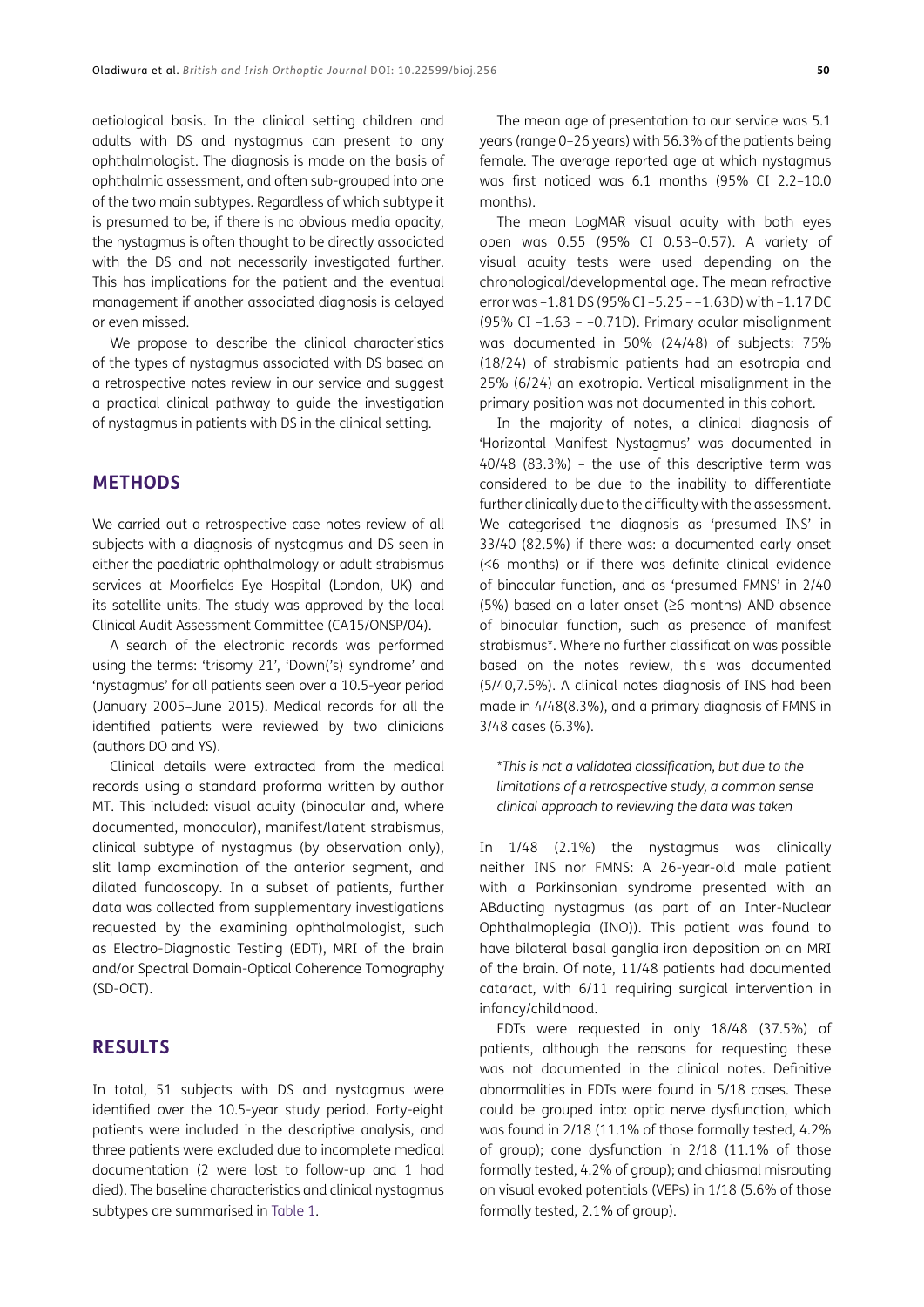aetiological basis. In the clinical setting children and adults with DS and nystagmus can present to any ophthalmologist. The diagnosis is made on the basis of ophthalmic assessment, and often sub-grouped into one of the two main subtypes. Regardless of which subtype it is presumed to be, if there is no obvious media opacity, the nystagmus is often thought to be directly associated with the DS and not necessarily investigated further. This has implications for the patient and the eventual management if another associated diagnosis is delayed or even missed.

We propose to describe the clinical characteristics of the types of nystagmus associated with DS based on a retrospective notes review in our service and suggest a practical clinical pathway to guide the investigation of nystagmus in patients with DS in the clinical setting.

## METHODS

We carried out a retrospective case notes review of all subjects with a diagnosis of nystagmus and DS seen in either the paediatric ophthalmology or adult strabismus services at Moorfields Eye Hospital (London, UK) and its satellite units. The study was approved by the local Clinical Audit Assessment Committee (CA15/ONSP/04).

A search of the electronic records was performed using the terms: 'trisomy 21', 'Down(')s) syndrome' and 'nystagmus' for all patients seen over a 10.5-year period (January 2005–June 2015). Medical records for all the identified patients were reviewed by two clinicians (authors DO and YS).

Clinical details were extracted from the medical records using a standard proforma written by author MT. This included: visual acuity (binocular and, where documented, monocular), manifest/latent strabismus, clinical subtype of nystagmus (by observation only), slit lamp examination of the anterior segment, and dilated fundoscopy. In a subset of patients, further data was collected from supplementary investigations requested by the examining ophthalmologist, such as Electro-Diagnostic Testing (EDT), MRI of the brain and/or Spectral Domain-Optical Coherence Tomography (SD-OCT).

## RESULTS

In total, 51 subjects with DS and nystagmus were identified over the 10.5-year study period. Forty-eight patients were included in the descriptive analysis, and three patients were excluded due to incomplete medical documentation (2 were lost to follow-up and 1 had died). The baseline characteristics and clinical nystagmus subtypes are summarised in Table 1.

The mean age of presentation to our service was 5.1 years (range 0–26 years) with 56.3% of the patients being female. The average reported age at which nystagmus was first noticed was 6.1 months (95% CI 2.2–10.0 months).

The mean LogMAR visual acuity with both eyes open was 0.55 (95% CI 0.53–0.57). A variety of visual acuity tests were used depending on the chronological/developmental age. The mean refractive error was –1.81 DS (95% CI –5.25 – –1.63D) with –1.17 DC (95% CI –1.63 – –0.71D). Primary ocular misalignment was documented in 50% (24/48) of subjects: 75% (18/24) of strabismic patients had an esotropia and 25% (6/24) an exotropia. Vertical misalignment in the primary position was not documented in this cohort.

In the majority of notes, a clinical diagnosis of 'Horizontal Manifest Nystagmus' was documented in 40/48 (83.3%) – the use of this descriptive term was considered to be due to the inability to differentiate further clinically due to the difficulty with the assessment. We categorised the diagnosis as 'presumed INS' in 33/40 (82.5%) if there was: a documented early onset (<6 months) or if there was definite clinical evidence of binocular function, and as 'presumed FMNS' in 2/40 (5%) based on a later onset (≥6 months) AND absence of binocular function, such as presence of manifest strabismus*. Where no further classification was possible based on the notes review, this was documented (5/40,7.5%). A clinical notes diagnosis of INS had been made in 4/48(8.3%), and a primary diagnosis of FMNS in 3/48 cases (6.3%).

*\*This is not a validated classification, but due to the limitations of a retrospective study, a common sense clinical approach to reviewing the data was taken*

In 1/48 (2.1%) the nystagmus was clinically neither INS nor FMNS: A 26-year-old male patient with a Parkinsonian syndrome presented with an ABducting nystagmus (as part of an Inter-Nuclear Ophthalmoplegia (INO)). This patient was found to have bilateral basal ganglia iron deposition on an MRI of the brain. Of note, 11/48 patients had documented cataract, with 6/11 requiring surgical intervention in infancy/childhood.

EDTs were requested in only 18/48 (37.5%) of patients, although the reasons for requesting these was not documented in the clinical notes. Definitive abnormalities in EDTs were found in 5/18 cases. These could be grouped into: optic nerve dysfunction, which was found in 2/18 (11.1% of those formally tested, 4.2% of group); cone dysfunction in 2/18 (11.1% of those formally tested, 4.2% of group); and chiasmal misrouting on visual evoked potentials (VEPs) in 1/18 (5.6% of those formally tested, 2.1% of group).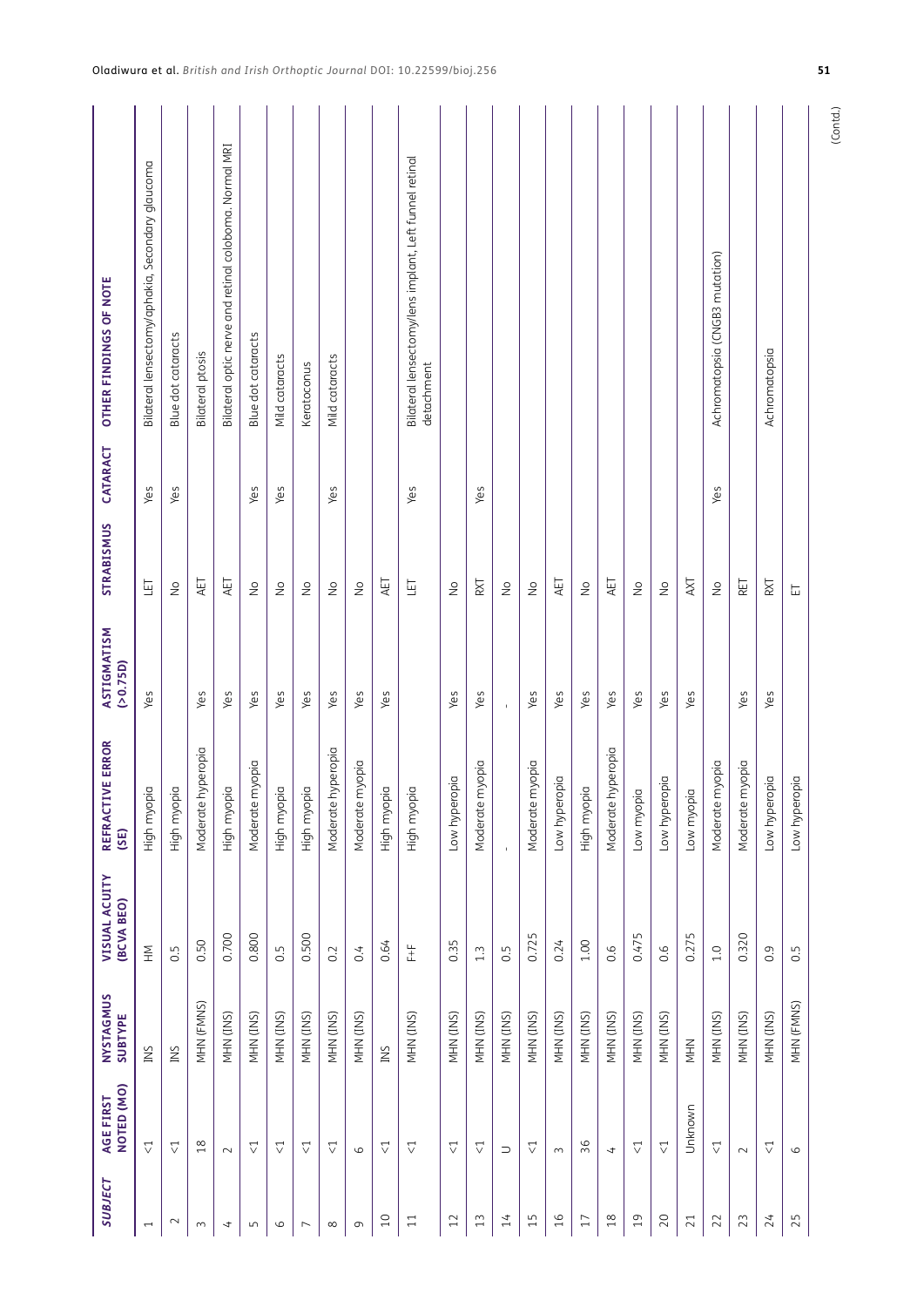| SUBJECT | AGE FIRST NOTED (MO) | NYSTAGMUS SUBTYPE | VISUAL ACUITY (BCVA BEO) | REFRACTIVE ERROR (SE) | ASTIGMATISM (>0.75D) | STRABISMUS | CATARACT | OTHER FINDINGS OF NOTE |
|---|---|---|---|---|---|---|---|---|
| 1 | <1 | INS | HM | High myopia | Yes | LET | Yes | Bilateral lensectomy/aphakia, Secondary glaucoma |
| 2 | <1 | INS | 0.5 | High myopia | | No | Yes | Blue dot cataracts |
| 3 | 18 | MHN (FMNS) | 0.50 | Moderate hyperopia | Yes | AET | | Bilateral ptosis |
| 4 | 2 | MHN (INS) | 0.700 | High myopia | Yes | AET | | Bilateral optic nerve and retinal coloboma. Normal MRI |
| 5 | <1 | MHN (INS) | 0.800 | Moderate myopia | Yes | No | Yes | Blue dot cataracts |
| 6 | <1 | MHN (INS) | 0.5 | High myopia | Yes | No | Yes | Mild cataracts |
| 7 | <1 | MHN (INS) | 0.500 | High myopia | Yes | No | | Keratoconus |
| 8 | <1 | MHN (INS) | 0.2 | Moderate hyperopia | Yes | No | Yes | Mild cataracts |
| 9 | 6 | MHN (INS) | 0.4 | Moderate myopia | Yes | No | | |
| 10 | <1 | INS | 0.64 | High myopia | Yes | AET | | |
| 11 | <1 | MHN (INS) | F+F | High myopia | | LET | Yes | Bilateral lensectomy/lens implant, Left funnel retinal detachment |
| 12 | <1 | MHN (INS) | 0.35 | Low hyperopia | Yes | No | | |
| 13 | <1 | MHN (INS) | 1.3 | Moderate myopia | Yes | RXT | Yes | |
| 14 | U | MHN (INS) | 0.5 | - | - | No | | |
| 15 | <1 | MHN (INS) | 0.725 | Moderate myopia | Yes | No | | |
| 16 | 3 | MHN (INS) | 0.24 | Low hyperopia | Yes | AET | | |
| 17 | 36 | MHN (INS) | 1.00 | High myopia | Yes | No | | |
| 18 | 4 | MHN (INS) | 0.6 | Moderate hyperopia | Yes | AET | | |
| 19 | <1 | MHN (INS) | 0.475 | Low myopia | Yes | No | | |
| 20 | <1 | MHN (INS) | 0.6 | Low hyperopia | Yes | No | | |
| 21 | Unknown | MHN | 0.275 | Low myopia | Yes | AXT | | |
| 22 | <1 | MHN (INS) | 1.0 | Moderate myopia | | No | Yes | Achromatopsia (CNGB3 mutation) |
| 23 | 2 | MHN (INS) | 0.320 | Moderate myopia | Yes | RET | | |
| 24 | <1 | MHN (INS) | 0.9 | Low hyperopia | Yes | RXT | | Achromatopsia |
| 25 | 6 | MHN (FMNS) | 0.5 | Low hyperopia | | ET | | |

(Contd.)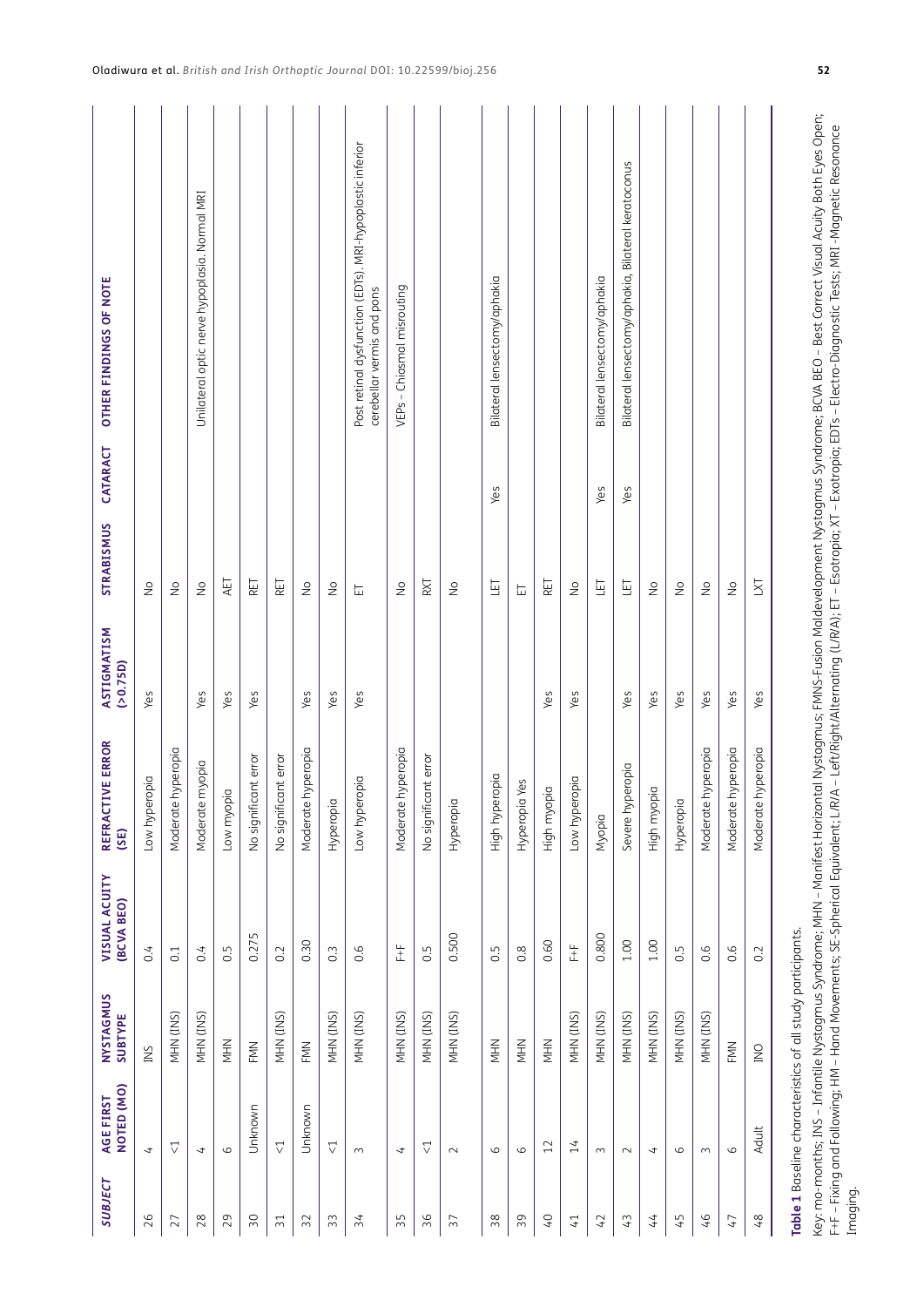| SUBJECT | AGE FIRST NOTED (MO) | NYSTAGMUS SUBTYPE | VISUAL ACUITY (BCVA BEO) | REFRACTIVE ERROR (SE) | ASTIGMATISM (>0.75D) | STRABISMUS | CATARACT | OTHER FINDINGS OF NOTE |
|---|---|---|---|---|---|---|---|---|
| 26 | 4 | INS | 0.4 | Low hyperopia | Yes | No | | |
| 27 | <1 | MHN (INS) | 0.1 | Moderate hyperopia | | No | | |
| 28 | 4 | MHN (INS) | 0.4 | Moderate myopia | Yes | No | | Unilateral optic nerve hypoplasia. Normal MRI |
| 29 | 6 | MHN | 0.5 | Low myopia | Yes | AET | | |
| 30 | Unknown | FMN | 0.275 | No significant error | Yes | RET | | |
| 31 | <1 | MHN (INS) | 0.2 | No significant error | | RET | | |
| 32 | Unknown | FMN | 0.30 | Moderate hyperopia | Yes | No | | |
| 33 | <1 | MHN (INS) | 0.3 | Hyperopia | Yes | No | | |
| 34 | 3 | MHN (INS) | 0.6 | Low hyperopia | Yes | ET | | Post retinal dysfunction (EDTs), MRI-hypoplastic inferior cerebellar vermis and pons |
| 35 | 4 | MHN (INS) | F+F | Moderate hyperopia | | No | | VEPs – Chiasmal misrouting |
| 36 | <1 | MHN (INS) | 0.5 | No significant error | | RXT | | |
| 37 | 2 | MHN (INS) | 0.500 | Hyperopia | | No | | |
| 38 | 6 | MHN | 0.5 | High hyperopia | | LET | Yes | Bilateral lensectomy/aphakia |
| 39 | 6 | MHN | 0.8 | Hyperopia Yes | | ET | | |
| 40 | 12 | MHN | 0.60 | High myopia | Yes | RET | | |
| 41 | 14 | MHN (INS) | F+F | Low hyperopia | Yes | No | | |
| 42 | 3 | MHN (INS) | 0.800 | Myopia | | LET | Yes | Bilateral lensectomy/aphakia |
| 43 | 2 | MHN (INS) | 1.00 | Severe hyperopia | Yes | LET | Yes | Bilateral lensectomy/aphakia, Bilateral keratoconus |
| 44 | 4 | MHN (INS) | 1.00 | High myopia | Yes | No | | |
| 45 | 6 | MHN (INS) | 0.5 | Hyperopia | Yes | No | | |
| 46 | 3 | MHN (INS) | 0.6 | Moderate hyperopia | Yes | No | | |
| 47 | 6 | FMN | 0.6 | Moderate hyperopia | Yes | No | | |
| 48 | Adult | INO | 0.2 | Moderate hyperopia | Yes | LXT | | |

**Table 1** Baseline characteristics of all study participants.

Key: mo-months; INS – Infantile Nystagmus Syndrome; MHN – Manifest Horizontal Nystagmus; FMNS-Fusion Maldevelopment Nystagmus Syndrome; BCVA BEO – Best Correct Visual Acuity Both Eyes Open; F+F – Fixing and Following; HM – Hand Movements; SE-Spherical Equivalent; L/R/A – Left/Right/Alternating (L/R/A); ET – Esotropia; XT – Exotropia; EDTs – Electro-Diagnostic Tests; MRI -Magnetic Resonance Imaging.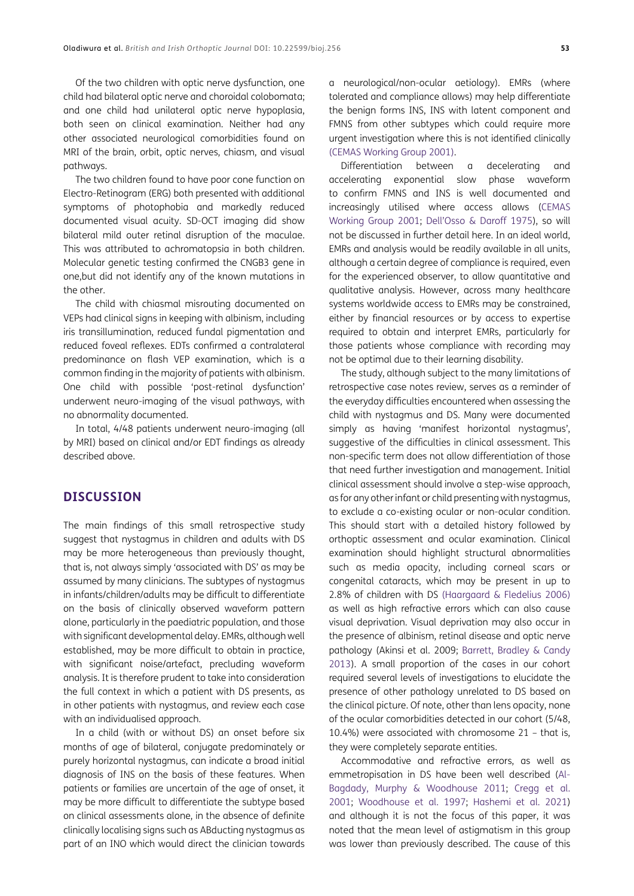Of the two children with optic nerve dysfunction, one child had bilateral optic nerve and choroidal colobomata; and one child had unilateral optic nerve hypoplasia, both seen on clinical examination. Neither had any other associated neurological comorbidities found on MRI of the brain, orbit, optic nerves, chiasm, and visual pathways.

The two children found to have poor cone function on Electro-Retinogram (ERG) both presented with additional symptoms of photophobia and markedly reduced documented visual acuity. SD-OCT imaging did show bilateral mild outer retinal disruption of the maculae. This was attributed to achromatopsia in both children. Molecular genetic testing confirmed the CNGB3 gene in one,but did not identify any of the known mutations in the other.

The child with chiasmal misrouting documented on VEPs had clinical signs in keeping with albinism, including iris transillumination, reduced fundal pigmentation and reduced foveal reflexes. EDTs confirmed a contralateral predominance on flash VEP examination, which is a common finding in the majority of patients with albinism. One child with possible 'post-retinal dysfunction' underwent neuro-imaging of the visual pathways, with no abnormality documented.

In total, 4/48 patients underwent neuro-imaging (all by MRI) based on clinical and/or EDT findings as already described above.

## DISCUSSION

The main findings of this small retrospective study suggest that nystagmus in children and adults with DS may be more heterogeneous than previously thought, that is, not always simply 'associated with DS' as may be assumed by many clinicians. The subtypes of nystagmus in infants/children/adults may be difficult to differentiate on the basis of clinically observed waveform pattern alone, particularly in the paediatric population, and those with significant developmental delay. EMRs, although well established, may be more difficult to obtain in practice, with significant noise/artefact, precluding waveform analysis. It is therefore prudent to take into consideration the full context in which a patient with DS presents, as in other patients with nystagmus, and review each case with an individualised approach.

In a child (with or without DS) an onset before six months of age of bilateral, conjugate predominately or purely horizontal nystagmus, can indicate a broad initial diagnosis of INS on the basis of these features. When patients or families are uncertain of the age of onset, it may be more difficult to differentiate the subtype based on clinical assessments alone, in the absence of definite clinically localising signs such as ABducting nystagmus as part of an INO which would direct the clinician towards a neurological/non-ocular aetiology). EMRs (where tolerated and compliance allows) may help differentiate the benign forms INS, INS with latent component and FMNS from other subtypes which could require more urgent investigation where this is not identified clinically (CEMAS Working Group 2001).

Differentiation between a decelerating and accelerating exponential slow phase waveform to confirm FMNS and INS is well documented and increasingly utilised where access allows (CEMAS Working Group 2001; Dell'Osso & Daroff 1975), so will not be discussed in further detail here. In an ideal world, EMRs and analysis would be readily available in all units, although a certain degree of compliance is required, even for the experienced observer, to allow quantitative and qualitative analysis. However, across many healthcare systems worldwide access to EMRs may be constrained, either by financial resources or by access to expertise required to obtain and interpret EMRs, particularly for those patients whose compliance with recording may not be optimal due to their learning disability.

The study, although subject to the many limitations of retrospective case notes review, serves as a reminder of the everyday difficulties encountered when assessing the child with nystagmus and DS. Many were documented simply as having 'manifest horizontal nystagmus', suggestive of the difficulties in clinical assessment. This non-specific term does not allow differentiation of those that need further investigation and management. Initial clinical assessment should involve a step-wise approach, as for any other infant or child presenting with nystagmus, to exclude a co-existing ocular or non-ocular condition. This should start with a detailed history followed by orthoptic assessment and ocular examination. Clinical examination should highlight structural abnormalities such as media opacity, including corneal scars or congenital cataracts, which may be present in up to 2.8% of children with DS (Haargaard & Fledelius 2006) as well as high refractive errors which can also cause visual deprivation. Visual deprivation may also occur in the presence of albinism, retinal disease and optic nerve pathology (Akinsi et al. 2009; Barrett, Bradley & Candy 2013). A small proportion of the cases in our cohort required several levels of investigations to elucidate the presence of other pathology unrelated to DS based on the clinical picture. Of note, other than lens opacity, none of the ocular comorbidities detected in our cohort (5/48, 10.4%) were associated with chromosome 21 – that is, they were completely separate entities.

Accommodative and refractive errors, as well as emmetropisation in DS have been well described (Al-Bagdady, Murphy & Woodhouse 2011; Cregg et al. 2001; Woodhouse et al. 1997; Hashemi et al. 2021) and although it is not the focus of this paper, it was noted that the mean level of astigmatism in this group was lower than previously described. The cause of this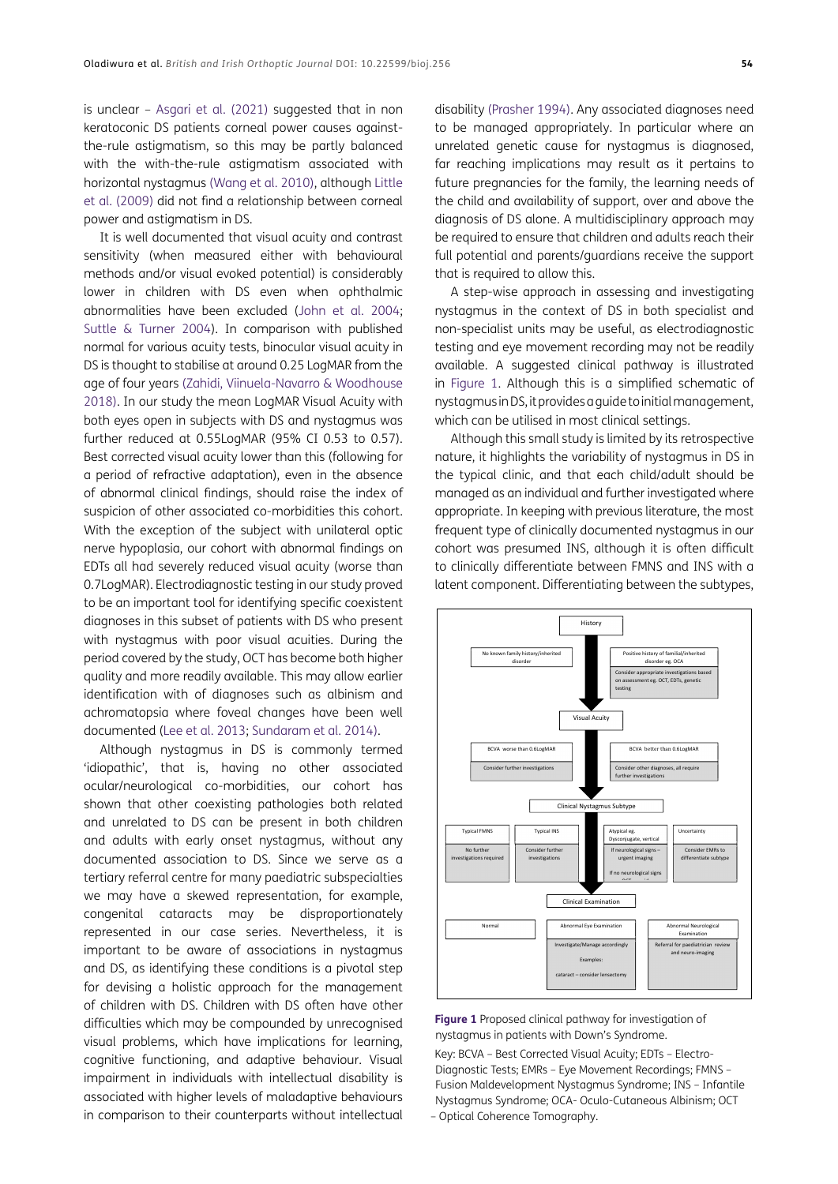is unclear – Asgari et al. (2021) suggested that in non keratoconic DS patients corneal power causes against-the-rule astigmatism, so this may be partly balanced with the with-the-rule astigmatism associated with horizontal nystagmus (Wang et al. 2010), although Little et al. (2009) did not find a relationship between corneal power and astigmatism in DS.

It is well documented that visual acuity and contrast sensitivity (when measured either with behavioural methods and/or visual evoked potential) is considerably lower in children with DS even when ophthalmic abnormalities have been excluded (John et al. 2004; Suttle & Turner 2004). In comparison with published normal for various acuity tests, binocular visual acuity in DS is thought to stabilise at around 0.25 LogMAR from the age of four years (Zahidi, Viinuela-Navarro & Woodhouse 2018). In our study the mean LogMAR Visual Acuity with both eyes open in subjects with DS and nystagmus was further reduced at 0.55LogMAR (95% CI 0.53 to 0.57). Best corrected visual acuity lower than this (following for a period of refractive adaptation), even in the absence of abnormal clinical findings, should raise the index of suspicion of other associated co-morbidities this cohort. With the exception of the subject with unilateral optic nerve hypoplasia, our cohort with abnormal findings on EDTs all had severely reduced visual acuity (worse than 0.7LogMAR). Electrodiagnostic testing in our study proved to be an important tool for identifying specific coexistent diagnoses in this subset of patients with DS who present with nystagmus with poor visual acuities. During the period covered by the study, OCT has become both higher quality and more readily available. This may allow earlier identification with of diagnoses such as albinism and achromatopsia where foveal changes have been well documented (Lee et al. 2013; Sundaram et al. 2014).

Although nystagmus in DS is commonly termed 'idiopathic', that is, having no other associated ocular/neurological co-morbidities, our cohort has shown that other coexisting pathologies both related and unrelated to DS can be present in both children and adults with early onset nystagmus, without any documented association to DS. Since we serve as a tertiary referral centre for many paediatric subspecialties we may have a skewed representation, for example, congenital cataracts may be disproportionately represented in our case series. Nevertheless, it is important to be aware of associations in nystagmus and DS, as identifying these conditions is a pivotal step for devising a holistic approach for the management of children with DS. Children with DS often have other difficulties which may be compounded by unrecognised visual problems, which have implications for learning, cognitive functioning, and adaptive behaviour. Visual impairment in individuals with intellectual disability is associated with higher levels of maladaptive behaviours in comparison to their counterparts without intellectual disability (Prasher 1994). Any associated diagnoses need to be managed appropriately. In particular where an unrelated genetic cause for nystagmus is diagnosed, far reaching implications may result as it pertains to future pregnancies for the family, the learning needs of the child and availability of support, over and above the diagnosis of DS alone. A multidisciplinary approach may be required to ensure that children and adults reach their full potential and parents/guardians receive the support that is required to allow this.

A step-wise approach in assessing and investigating nystagmus in the context of DS in both specialist and non-specialist units may be useful, as electrodiagnostic testing and eye movement recording may not be readily available. A suggested clinical pathway is illustrated in Figure 1. Although this is a simplified schematic of nystagmus in DS, it provides a guide to initial management, which can be utilised in most clinical settings.

Although this small study is limited by its retrospective nature, it highlights the variability of nystagmus in DS in the typical clinic, and that each child/adult should be managed as an individual and further investigated where appropriate. In keeping with previous literature, the most frequent type of clinically documented nystagmus in our cohort was presumed INS, although it is often difficult to clinically differentiate between FMNS and INS with a latent component. Differentiating between the subtypes,

History
- No known family history/inherited disorder
- Positive history of familial/inherited disorder eg. OCA — Consider appropriate investigations based on assessment eg. OCT, EDTs, genetic testing

Visual Acuity
- BCVA worse than 0.6LogMAR — Consider further investigations
- BCVA better than 0.6LogMAR — Consider other diagnoses, all require further investigations

Clinical Nystagmus Subtype
- Typical FMNS — No further investigations required
- Typical INS — Consider further investigations
- Atypical eg. Dysconjugate, vertical — If neurological signs – urgent imaging; If no neurological signs
- Uncertainty — Consider EMRs to differentiate subtype

Clinical Examination
- Normal
- Abnormal Eye Examination — Investigate/Manage accordingly. Examples: cataract – consider lensectomy
- Abnormal Neurological Examination — Referral for paediatrician review and neuro-imaging

**Figure 1** Proposed clinical pathway for investigation of nystagmus in patients with Down's Syndrome.

Key: BCVA – Best Corrected Visual Acuity; EDTs – Electro-Diagnostic Tests; EMRs – Eye Movement Recordings; FMNS – Fusion Maldevelopment Nystagmus Syndrome; INS – Infantile Nystagmus Syndrome; OCA- Oculo-Cutaneous Albinism; OCT – Optical Coherence Tomography.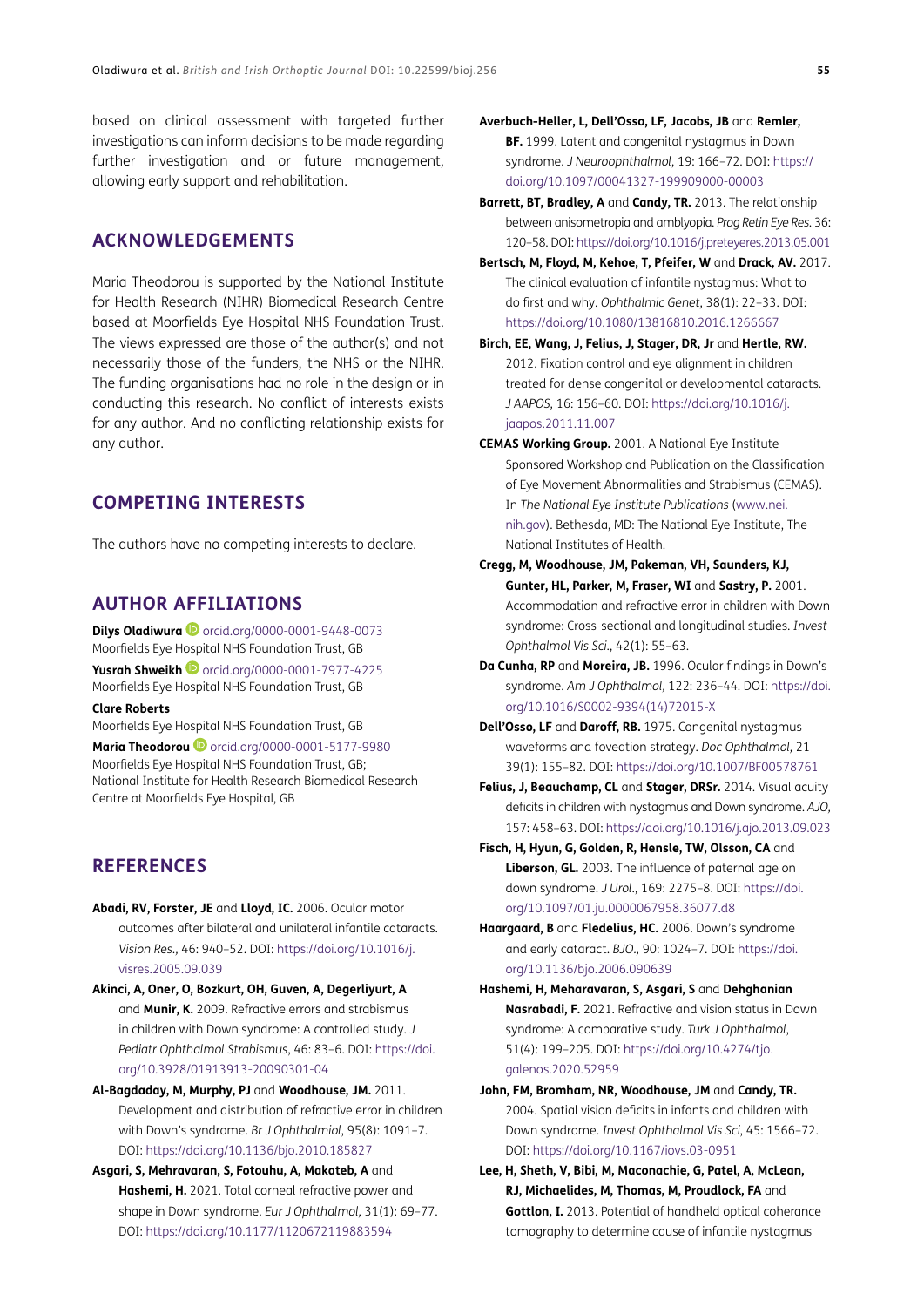based on clinical assessment with targeted further investigations can inform decisions to be made regarding further investigation and or future management, allowing early support and rehabilitation.

## ACKNOWLEDGEMENTS

Maria Theodorou is supported by the National Institute for Health Research (NIHR) Biomedical Research Centre based at Moorfields Eye Hospital NHS Foundation Trust. The views expressed are those of the author(s) and not necessarily those of the funders, the NHS or the NIHR. The funding organisations had no role in the design or in conducting this research. No conflict of interests exists for any author. And no conflicting relationship exists for any author.

## COMPETING INTERESTS

The authors have no competing interests to declare.

## AUTHOR AFFILIATIONS

**Dilys Oladiwura** orcid.org/0000-0001-9448-0073
Moorfields Eye Hospital NHS Foundation Trust, GB

**Yusrah Shweikh** orcid.org/0000-0001-7977-4225
Moorfields Eye Hospital NHS Foundation Trust, GB

**Clare Roberts**
Moorfields Eye Hospital NHS Foundation Trust, GB

**Maria Theodorou** orcid.org/0000-0001-5177-9980
Moorfields Eye Hospital NHS Foundation Trust, GB;
National Institute for Health Research Biomedical Research Centre at Moorfields Eye Hospital, GB

## REFERENCES

**Abadi, RV, Forster, JE** and **Lloyd, IC.** 2006. Ocular motor outcomes after bilateral and unilateral infantile cataracts. *Vision Res.*, 46: 940–52. DOI: https://doi.org/10.1016/j.visres.2005.09.039

**Akinci, A, Oner, O, Bozkurt, OH, Guven, A, Degerliyurt, A** and **Munir, K.** 2009. Refractive errors and strabismus in children with Down syndrome: A controlled study. *J Pediatr Ophthalmol Strabismus*, 46: 83–6. DOI: https://doi.org/10.3928/01913913-20090301-04

**Al-Bagdaday, M, Murphy, PJ** and **Woodhouse, JM.** 2011. Development and distribution of refractive error in children with Down's syndrome. *Br J Ophthalmiol*, 95(8): 1091–7. DOI: https://doi.org/10.1136/bjo.2010.185827

**Asgari, S, Mehravaran, S, Fotouhu, A, Makateb, A** and **Hashemi, H.** 2021. Total corneal refractive power and shape in Down syndrome. *Eur J Ophthalmol*, 31(1): 69–77. DOI: https://doi.org/10.1177/1120672119883594

**Averbuch-Heller, L, Dell'Osso, LF, Jacobs, JB** and **Remler, BF.** 1999. Latent and congenital nystagmus in Down syndrome. *J Neuroophthalmol*, 19: 166–72. DOI: https://doi.org/10.1097/00041327-199909000-00003

**Barrett, BT, Bradley, A** and **Candy, TR.** 2013. The relationship between anisometropia and amblyopia. *Prog Retin Eye Res.* 36: 120–58. DOI: https://doi.org/10.1016/j.preteyeres.2013.05.001

**Bertsch, M, Floyd, M, Kehoe, T, Pfeifer, W** and **Drack, AV.** 2017. The clinical evaluation of infantile nystagmus: What to do first and why. *Ophthalmic Genet*, 38(1): 22–33. DOI: https://doi.org/10.1080/13816810.2016.1266667

**Birch, EE, Wang, J, Felius, J, Stager, DR, Jr** and **Hertle, RW.** 2012. Fixation control and eye alignment in children treated for dense congenital or developmental cataracts. *J AAPOS*, 16: 156–60. DOI: https://doi.org/10.1016/j.jaapos.2011.11.007

**CEMAS Working Group.** 2001. A National Eye Institute Sponsored Workshop and Publication on the Classification of Eye Movement Abnormalities and Strabismus (CEMAS). In *The National Eye Institute Publications* (www.nei.nih.gov). Bethesda, MD: The National Eye Institute, The National Institutes of Health.

**Cregg, M, Woodhouse, JM, Pakeman, VH, Saunders, KJ, Gunter, HL, Parker, M, Fraser, WI** and **Sastry, P.** 2001. Accommodation and refractive error in children with Down syndrome: Cross-sectional and longitudinal studies. *Invest Ophthalmol Vis Sci.*, 42(1): 55–63.

**Da Cunha, RP** and **Moreira, JB.** 1996. Ocular findings in Down's syndrome. *Am J Ophthalmol*, 122: 236–44. DOI: https://doi.org/10.1016/S0002-9394(14)72015-X

**Dell'Osso, LF** and **Daroff, RB.** 1975. Congenital nystagmus waveforms and foveation strategy. *Doc Ophthalmol*, 21 39(1): 155–82. DOI: https://doi.org/10.1007/BF00578761

**Felius, J, Beauchamp, CL** and **Stager, DRSr.** 2014. Visual acuity deficits in children with nystagmus and Down syndrome. *AJO*, 157: 458–63. DOI: https://doi.org/10.1016/j.ajo.2013.09.023

**Fisch, H, Hyun, G, Golden, R, Hensle, TW, Olsson, CA** and **Liberson, GL.** 2003. The influence of paternal age on down syndrome. *J Urol.*, 169: 2275–8. DOI: https://doi.org/10.1097/01.ju.0000067958.36077.d8

**Haargaard, B** and **Fledelius, HC.** 2006. Down's syndrome and early cataract. *BJO.*, 90: 1024–7. DOI: https://doi.org/10.1136/bjo.2006.090639

**Hashemi, H, Meharavaran, S, Asgari, S** and **Dehghanian Nasrabadi, F.** 2021. Refractive and vision status in Down syndrome: A comparative study. *Turk J Ophthalmol*, 51(4): 199–205. DOI: https://doi.org/10.4274/tjo.galenos.2020.52959

**John, FM, Bromham, NR, Woodhouse, JM** and **Candy, TR.** 2004. Spatial vision deficits in infants and children with Down syndrome. *Invest Ophthalmol Vis Sci*, 45: 1566–72. DOI: https://doi.org/10.1167/iovs.03-0951

**Lee, H, Sheth, V, Bibi, M, Maconachie, G, Patel, A, McLean, RJ, Michaelides, M, Thomas, M, Proudlock, FA** and **Gottlon, I.** 2013. Potential of handheld optical coherence tomography to determine cause of infantile nystagmus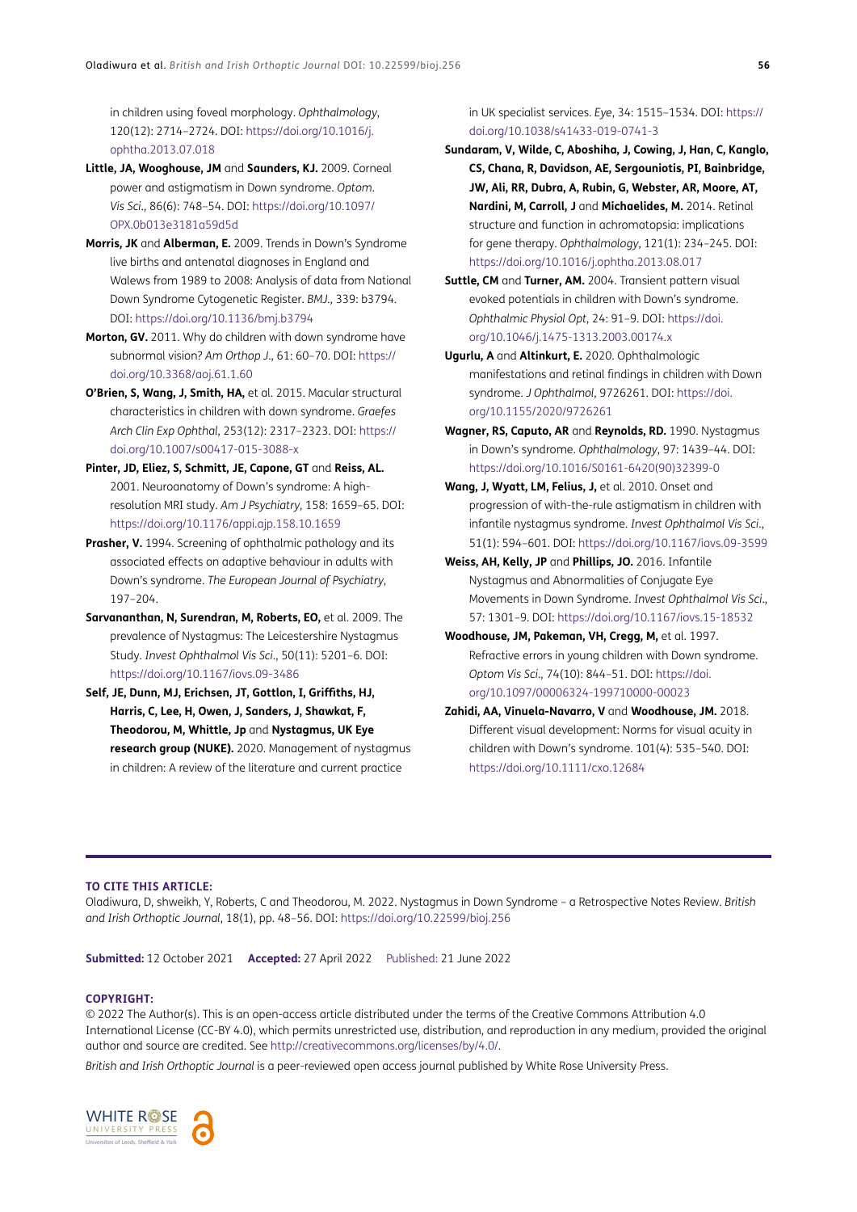in children using foveal morphology. *Ophthalmology*, 120(12): 2714–2724. DOI: https://doi.org/10.1016/j.ophtha.2013.07.018

**Little, JA, Wooghouse, JM** and **Saunders, KJ.** 2009. Corneal power and astigmatism in Down syndrome. *Optom. Vis Sci.*, 86(6): 748–54. DOI: https://doi.org/10.1097/OPX.0b013e3181a59d5d

**Morris, JK** and **Alberman, E.** 2009. Trends in Down's Syndrome live births and antenatal diagnoses in England and Walews from 1989 to 2008: Analysis of data from National Down Syndrome Cytogenetic Register. *BMJ.*, 339: b3794. DOI: https://doi.org/10.1136/bmj.b3794

**Morton, GV.** 2011. Why do children with down syndrome have subnormal vision? *Am Orthop J.*, 61: 60–70. DOI: https://doi.org/10.3368/aoj.61.1.60

**O'Brien, S, Wang, J, Smith, HA,** et al. 2015. Macular structural characteristics in children with down syndrome. *Graefes Arch Clin Exp Ophthal*, 253(12): 2317–2323. DOI: https://doi.org/10.1007/s00417-015-3088-x

**Pinter, JD, Eliez, S, Schmitt, JE, Capone, GT** and **Reiss, AL.** 2001. Neuroanatomy of Down's syndrome: A high-resolution MRI study. *Am J Psychiatry*, 158: 1659–65. DOI: https://doi.org/10.1176/appi.ajp.158.10.1659

**Prasher, V.** 1994. Screening of ophthalmic pathology and its associated effects on adaptive behaviour in adults with Down's syndrome. *The European Journal of Psychiatry*, 197–204.

**Sarvananthan, N, Surendran, M, Roberts, EO,** et al. 2009. The prevalence of Nystagmus: The Leicestershire Nystagmus Study. *Invest Ophthalmol Vis Sci.*, 50(11): 5201–6. DOI: https://doi.org/10.1167/iovs.09-3486

**Self, JE, Dunn, MJ, Erichsen, JT, Gottlon, I, Griffiths, HJ, Harris, C, Lee, H, Owen, J, Sanders, J, Shawkat, F, Theodorou, M, Whittle, Jp** and **Nystagmus, UK Eye research group (NUKE).** 2020. Management of nystagmus in children: A review of the literature and current practice in UK specialist services. *Eye*, 34: 1515–1534. DOI: https://doi.org/10.1038/s41433-019-0741-3

**Sundaram, V, Wilde, C, Aboshiha, J, Cowing, J, Han, C, Kanglo, CS, Chana, R, Davidson, AE, Sergouniotis, PI, Bainbridge, JW, Ali, RR, Dubra, A, Rubin, G, Webster, AR, Moore, AT, Nardini, M, Carroll, J** and **Michaelides, M.** 2014. Retinal structure and function in achromatopsia: implications for gene therapy. *Ophthalmology*, 121(1): 234–245. DOI: https://doi.org/10.1016/j.ophtha.2013.08.017

**Suttle, CM** and **Turner, AM.** 2004. Transient pattern visual evoked potentials in children with Down's syndrome. *Ophthalmic Physiol Opt*, 24: 91–9. DOI: https://doi.org/10.1046/j.1475-1313.2003.00174.x

**Ugurlu, A** and **Altinkurt, E.** 2020. Ophthalmologic manifestations and retinal findings in children with Down syndrome. *J Ophthalmol*, 9726261. DOI: https://doi.org/10.1155/2020/9726261

**Wagner, RS, Caputo, AR** and **Reynolds, RD.** 1990. Nystagmus in Down's syndrome. *Ophthalmology*, 97: 1439–44. DOI: https://doi.org/10.1016/S0161-6420(90)32399-0

**Wang, J, Wyatt, LM, Felius, J,** et al. 2010. Onset and progression of with-the-rule astigmatism in children with infantile nystagmus syndrome. *Invest Ophthalmol Vis Sci.*, 51(1): 594–601. DOI: https://doi.org/10.1167/iovs.09-3599

**Weiss, AH, Kelly, JP** and **Phillips, JO.** 2016. Infantile Nystagmus and Abnormalities of Conjugate Eye Movements in Down Syndrome. *Invest Ophthalmol Vis Sci.*, 57: 1301–9. DOI: https://doi.org/10.1167/iovs.15-18532

**Woodhouse, JM, Pakeman, VH, Cregg, M,** et al. 1997. Refractive errors in young children with Down syndrome. *Optom Vis Sci.*, 74(10): 844–51. DOI: https://doi.org/10.1097/00006324-199710000-00023

**Zahidi, AA, Vinuela-Navarro, V** and **Woodhouse, JM.** 2018. Different visual development: Norms for visual acuity in children with Down's syndrome. 101(4): 535–540. DOI: https://doi.org/10.1111/cxo.12684

---

**TO CITE THIS ARTICLE:**

Oladiwura, D, shweikh, Y, Roberts, C and Theodorou, M. 2022. Nystagmus in Down Syndrome – a Retrospective Notes Review. *British and Irish Orthoptic Journal*, 18(1), pp. 48–56. DOI: https://doi.org/10.22599/bioj.256

**Submitted:** 12 October 2021 **Accepted:** 27 April 2022 Published: 21 June 2022

**COPYRIGHT:**

© 2022 The Author(s). This is an open-access article distributed under the terms of the Creative Commons Attribution 4.0 International License (CC-BY 4.0), which permits unrestricted use, distribution, and reproduction in any medium, provided the original author and source are credited. See http://creativecommons.org/licenses/by/4.0/.

*British and Irish Orthoptic Journal* is a peer-reviewed open access journal published by White Rose University Press.